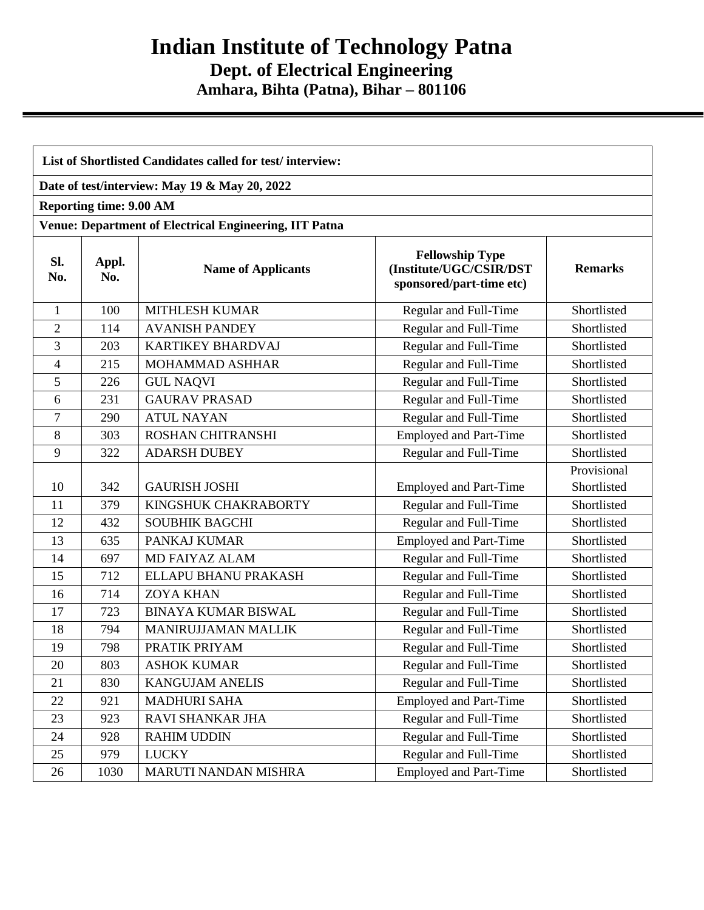# Indian Institute of Technology Patna

## Dept. of Electrical Engineering

### Amhara, Bihta (Patna), Bihar – 801106

**List of Shortlisted Candidates called for test/ interview:**

**Date of test/interview: May 19 & May 20, 2022**

**Reporting time: 9.00 AM**

**Venue: Department of Electrical Engineering, IIT Patna**

| Sl. No. | Appl. No. | Name of Applicants | Fellowship Type (Institute/UGC/CSIR/DST sponsored/part-time etc) | Remarks |
|---|---|---|---|---|
| 1 | 100 | MITHLESH KUMAR | Regular and Full-Time | Shortlisted |
| 2 | 114 | AVANISH PANDEY | Regular and Full-Time | Shortlisted |
| 3 | 203 | KARTIKEY BHARDVAJ | Regular and Full-Time | Shortlisted |
| 4 | 215 | MOHAMMAD ASHHAR | Regular and Full-Time | Shortlisted |
| 5 | 226 | GUL NAQVI | Regular and Full-Time | Shortlisted |
| 6 | 231 | GAURAV PRASAD | Regular and Full-Time | Shortlisted |
| 7 | 290 | ATUL NAYAN | Regular and Full-Time | Shortlisted |
| 8 | 303 | ROSHAN CHITRANSHI | Employed and Part-Time | Shortlisted |
| 9 | 322 | ADARSH DUBEY | Regular and Full-Time | Shortlisted |
| 10 | 342 | GAURISH JOSHI | Employed and Part-Time | Provisional Shortlisted |
| 11 | 379 | KINGSHUK CHAKRABORTY | Regular and Full-Time | Shortlisted |
| 12 | 432 | SOUBHIK BAGCHI | Regular and Full-Time | Shortlisted |
| 13 | 635 | PANKAJ KUMAR | Employed and Part-Time | Shortlisted |
| 14 | 697 | MD FAIYAZ ALAM | Regular and Full-Time | Shortlisted |
| 15 | 712 | ELLAPU BHANU PRAKASH | Regular and Full-Time | Shortlisted |
| 16 | 714 | ZOYA KHAN | Regular and Full-Time | Shortlisted |
| 17 | 723 | BINAYA KUMAR BISWAL | Regular and Full-Time | Shortlisted |
| 18 | 794 | MANIRUJJAMAN MALLIK | Regular and Full-Time | Shortlisted |
| 19 | 798 | PRATIK PRIYAM | Regular and Full-Time | Shortlisted |
| 20 | 803 | ASHOK KUMAR | Regular and Full-Time | Shortlisted |
| 21 | 830 | KANGUJAM ANELIS | Regular and Full-Time | Shortlisted |
| 22 | 921 | MADHURI SAHA | Employed and Part-Time | Shortlisted |
| 23 | 923 | RAVI SHANKAR JHA | Regular and Full-Time | Shortlisted |
| 24 | 928 | RAHIM UDDIN | Regular and Full-Time | Shortlisted |
| 25 | 979 | LUCKY | Regular and Full-Time | Shortlisted |
| 26 | 1030 | MARUTI NANDAN MISHRA | Employed and Part-Time | Shortlisted |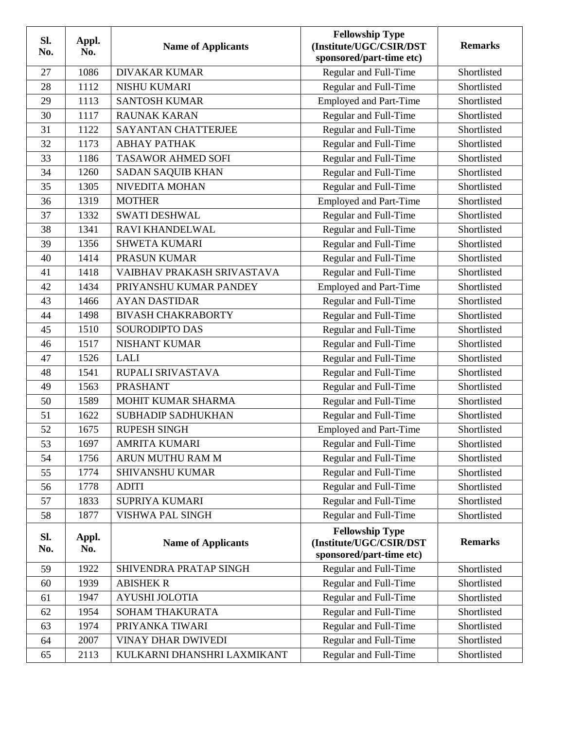| Sl. No. | Appl. No. | Name of Applicants | Fellowship Type (Institute/UGC/CSIR/DST sponsored/part-time etc) | Remarks |
|---|---|---|---|---|
| 27 | 1086 | DIVAKAR KUMAR | Regular and Full-Time | Shortlisted |
| 28 | 1112 | NISHU KUMARI | Regular and Full-Time | Shortlisted |
| 29 | 1113 | SANTOSH KUMAR | Employed and Part-Time | Shortlisted |
| 30 | 1117 | RAUNAK KARAN | Regular and Full-Time | Shortlisted |
| 31 | 1122 | SAYANTAN CHATTERJEE | Regular and Full-Time | Shortlisted |
| 32 | 1173 | ABHAY PATHAK | Regular and Full-Time | Shortlisted |
| 33 | 1186 | TASAWOR AHMED SOFI | Regular and Full-Time | Shortlisted |
| 34 | 1260 | SADAN SAQUIB KHAN | Regular and Full-Time | Shortlisted |
| 35 | 1305 | NIVEDITA MOHAN | Regular and Full-Time | Shortlisted |
| 36 | 1319 | MOTHER | Employed and Part-Time | Shortlisted |
| 37 | 1332 | SWATI DESHWAL | Regular and Full-Time | Shortlisted |
| 38 | 1341 | RAVI KHANDELWAL | Regular and Full-Time | Shortlisted |
| 39 | 1356 | SHWETA KUMARI | Regular and Full-Time | Shortlisted |
| 40 | 1414 | PRASUN KUMAR | Regular and Full-Time | Shortlisted |
| 41 | 1418 | VAIBHAV PRAKASH SRIVASTAVA | Regular and Full-Time | Shortlisted |
| 42 | 1434 | PRIYANSHU KUMAR PANDEY | Employed and Part-Time | Shortlisted |
| 43 | 1466 | AYAN DASTIDAR | Regular and Full-Time | Shortlisted |
| 44 | 1498 | BIVASH CHAKRABORTY | Regular and Full-Time | Shortlisted |
| 45 | 1510 | SOURODIPTO DAS | Regular and Full-Time | Shortlisted |
| 46 | 1517 | NISHANT KUMAR | Regular and Full-Time | Shortlisted |
| 47 | 1526 | LALI | Regular and Full-Time | Shortlisted |
| 48 | 1541 | RUPALI SRIVASTAVA | Regular and Full-Time | Shortlisted |
| 49 | 1563 | PRASHANT | Regular and Full-Time | Shortlisted |
| 50 | 1589 | MOHIT KUMAR SHARMA | Regular and Full-Time | Shortlisted |
| 51 | 1622 | SUBHADIP SADHUKHAN | Regular and Full-Time | Shortlisted |
| 52 | 1675 | RUPESH SINGH | Employed and Part-Time | Shortlisted |
| 53 | 1697 | AMRITA KUMARI | Regular and Full-Time | Shortlisted |
| 54 | 1756 | ARUN MUTHU RAM M | Regular and Full-Time | Shortlisted |
| 55 | 1774 | SHIVANSHU KUMAR | Regular and Full-Time | Shortlisted |
| 56 | 1778 | ADITI | Regular and Full-Time | Shortlisted |
| 57 | 1833 | SUPRIYA KUMARI | Regular and Full-Time | Shortlisted |
| 58 | 1877 | VISHWA PAL SINGH | Regular and Full-Time | Shortlisted |
| 59 | 1922 | SHIVENDRA PRATAP SINGH | Regular and Full-Time | Shortlisted |
| 60 | 1939 | ABISHEK R | Regular and Full-Time | Shortlisted |
| 61 | 1947 | AYUSHI JOLOTIA | Regular and Full-Time | Shortlisted |
| 62 | 1954 | SOHAM THAKURATA | Regular and Full-Time | Shortlisted |
| 63 | 1974 | PRIYANKA TIWARI | Regular and Full-Time | Shortlisted |
| 64 | 2007 | VINAY DHAR DWIVEDI | Regular and Full-Time | Shortlisted |
| 65 | 2113 | KULKARNI DHANSHRI LAXMIKANT | Regular and Full-Time | Shortlisted |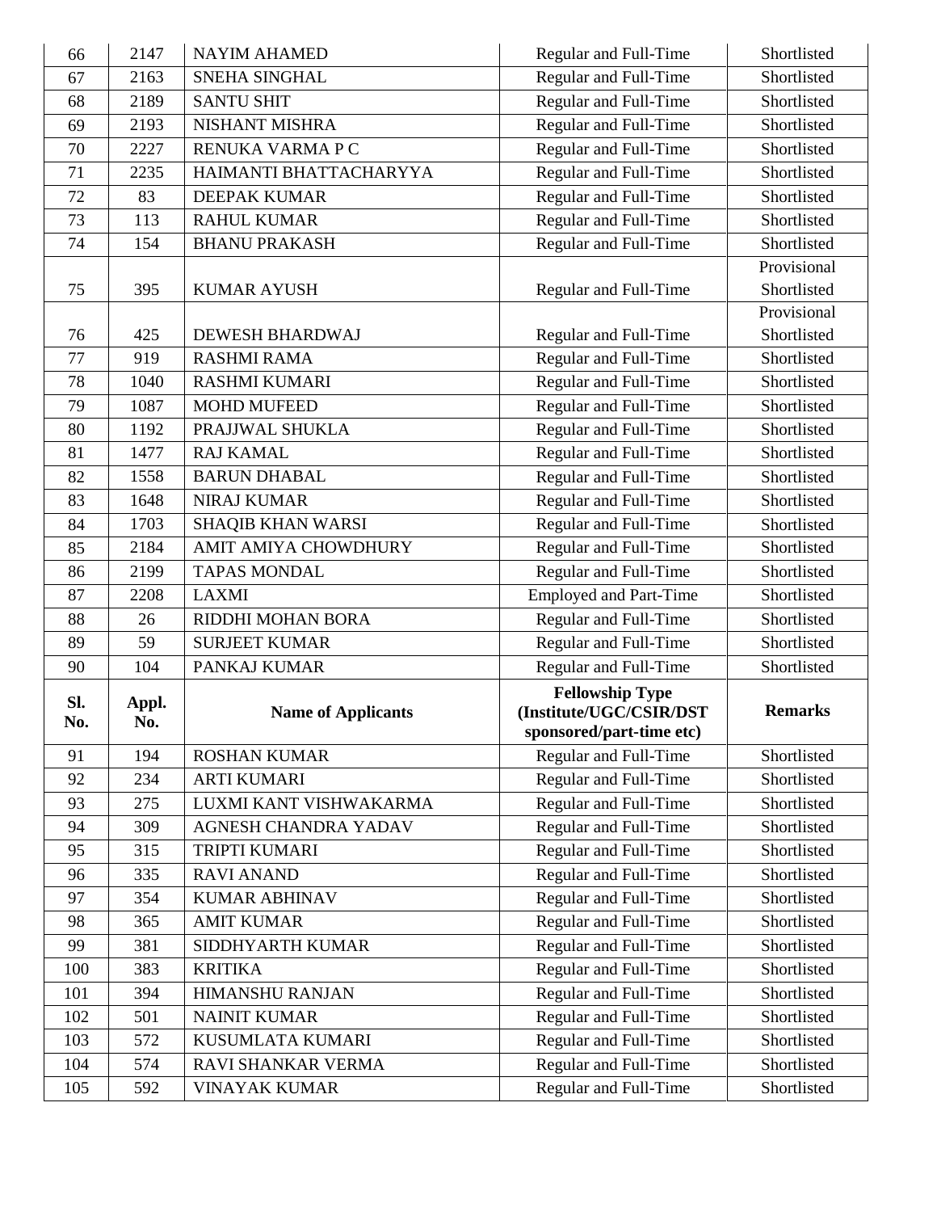| Sl. No. | Appl. No. | Name of Applicants | Fellowship Type (Institute/UGC/CSIR/DST sponsored/part-time etc) | Remarks |
|---|---|---|---|---|
| 66 | 2147 | NAYIM AHAMED | Regular and Full-Time | Shortlisted |
| 67 | 2163 | SNEHA SINGHAL | Regular and Full-Time | Shortlisted |
| 68 | 2189 | SANTU SHIT | Regular and Full-Time | Shortlisted |
| 69 | 2193 | NISHANT MISHRA | Regular and Full-Time | Shortlisted |
| 70 | 2227 | RENUKA VARMA P C | Regular and Full-Time | Shortlisted |
| 71 | 2235 | HAIMANTI BHATTACHARYYA | Regular and Full-Time | Shortlisted |
| 72 | 83 | DEEPAK KUMAR | Regular and Full-Time | Shortlisted |
| 73 | 113 | RAHUL KUMAR | Regular and Full-Time | Shortlisted |
| 74 | 154 | BHANU PRAKASH | Regular and Full-Time | Shortlisted |
| 75 | 395 | KUMAR AYUSH | Regular and Full-Time | Provisional Shortlisted |
| 76 | 425 | DEWESH BHARDWAJ | Regular and Full-Time | Provisional Shortlisted |
| 77 | 919 | RASHMI RAMA | Regular and Full-Time | Shortlisted |
| 78 | 1040 | RASHMI KUMARI | Regular and Full-Time | Shortlisted |
| 79 | 1087 | MOHD MUFEED | Regular and Full-Time | Shortlisted |
| 80 | 1192 | PRAJJWAL SHUKLA | Regular and Full-Time | Shortlisted |
| 81 | 1477 | RAJ KAMAL | Regular and Full-Time | Shortlisted |
| 82 | 1558 | BARUN DHABAL | Regular and Full-Time | Shortlisted |
| 83 | 1648 | NIRAJ KUMAR | Regular and Full-Time | Shortlisted |
| 84 | 1703 | SHAQIB KHAN WARSI | Regular and Full-Time | Shortlisted |
| 85 | 2184 | AMIT AMIYA CHOWDHURY | Regular and Full-Time | Shortlisted |
| 86 | 2199 | TAPAS MONDAL | Regular and Full-Time | Shortlisted |
| 87 | 2208 | LAXMI | Employed and Part-Time | Shortlisted |
| 88 | 26 | RIDDHI MOHAN BORA | Regular and Full-Time | Shortlisted |
| 89 | 59 | SURJEET KUMAR | Regular and Full-Time | Shortlisted |
| 90 | 104 | PANKAJ KUMAR | Regular and Full-Time | Shortlisted |
| 91 | 194 | ROSHAN KUMAR | Regular and Full-Time | Shortlisted |
| 92 | 234 | ARTI KUMARI | Regular and Full-Time | Shortlisted |
| 93 | 275 | LUXMI KANT VISHWAKARMA | Regular and Full-Time | Shortlisted |
| 94 | 309 | AGNESH CHANDRA YADAV | Regular and Full-Time | Shortlisted |
| 95 | 315 | TRIPTI KUMARI | Regular and Full-Time | Shortlisted |
| 96 | 335 | RAVI ANAND | Regular and Full-Time | Shortlisted |
| 97 | 354 | KUMAR ABHINAV | Regular and Full-Time | Shortlisted |
| 98 | 365 | AMIT KUMAR | Regular and Full-Time | Shortlisted |
| 99 | 381 | SIDDHYARTH KUMAR | Regular and Full-Time | Shortlisted |
| 100 | 383 | KRITIKA | Regular and Full-Time | Shortlisted |
| 101 | 394 | HIMANSHU RANJAN | Regular and Full-Time | Shortlisted |
| 102 | 501 | NAINIT KUMAR | Regular and Full-Time | Shortlisted |
| 103 | 572 | KUSUMLATA KUMARI | Regular and Full-Time | Shortlisted |
| 104 | 574 | RAVI SHANKAR VERMA | Regular and Full-Time | Shortlisted |
| 105 | 592 | VINAYAK KUMAR | Regular and Full-Time | Shortlisted |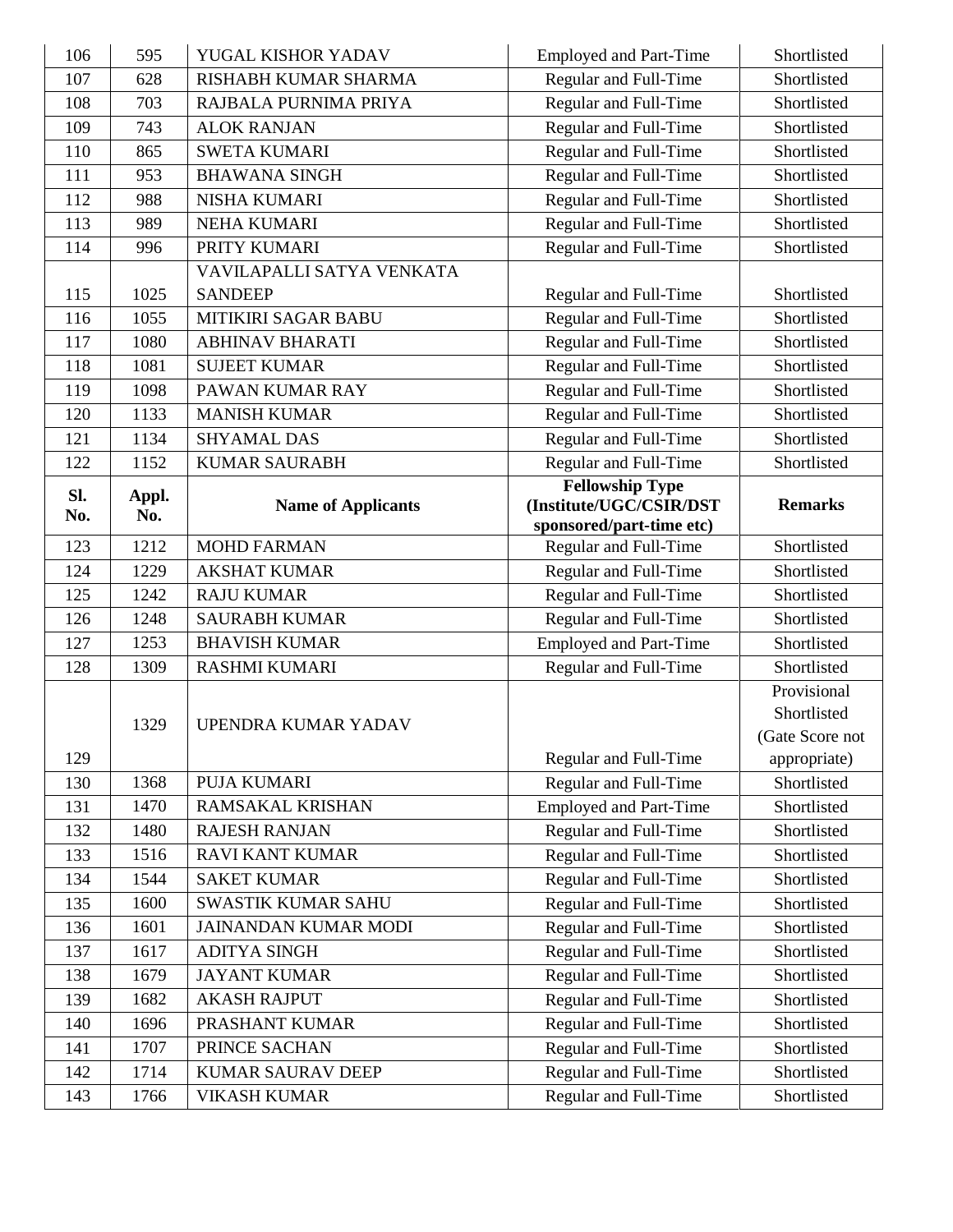| Sl. No. | Appl. No. | Name of Applicants | Fellowship Type (Institute/UGC/CSIR/DST sponsored/part-time etc) | Remarks |
|---|---|---|---|---|
| 106 | 595 | YUGAL KISHOR YADAV | Employed and Part-Time | Shortlisted |
| 107 | 628 | RISHABH KUMAR SHARMA | Regular and Full-Time | Shortlisted |
| 108 | 703 | RAJBALA PURNIMA PRIYA | Regular and Full-Time | Shortlisted |
| 109 | 743 | ALOK RANJAN | Regular and Full-Time | Shortlisted |
| 110 | 865 | SWETA KUMARI | Regular and Full-Time | Shortlisted |
| 111 | 953 | BHAWANA SINGH | Regular and Full-Time | Shortlisted |
| 112 | 988 | NISHA KUMARI | Regular and Full-Time | Shortlisted |
| 113 | 989 | NEHA KUMARI | Regular and Full-Time | Shortlisted |
| 114 | 996 | PRITY KUMARI | Regular and Full-Time | Shortlisted |
| 115 | 1025 | VAVILAPALLI SATYA VENKATA SANDEEP | Regular and Full-Time | Shortlisted |
| 116 | 1055 | MITIKIRI SAGAR BABU | Regular and Full-Time | Shortlisted |
| 117 | 1080 | ABHINAV BHARATI | Regular and Full-Time | Shortlisted |
| 118 | 1081 | SUJEET KUMAR | Regular and Full-Time | Shortlisted |
| 119 | 1098 | PAWAN KUMAR RAY | Regular and Full-Time | Shortlisted |
| 120 | 1133 | MANISH KUMAR | Regular and Full-Time | Shortlisted |
| 121 | 1134 | SHYAMAL DAS | Regular and Full-Time | Shortlisted |
| 122 | 1152 | KUMAR SAURABH | Regular and Full-Time | Shortlisted |
| 123 | 1212 | MOHD FARMAN | Regular and Full-Time | Shortlisted |
| 124 | 1229 | AKSHAT KUMAR | Regular and Full-Time | Shortlisted |
| 125 | 1242 | RAJU KUMAR | Regular and Full-Time | Shortlisted |
| 126 | 1248 | SAURABH KUMAR | Regular and Full-Time | Shortlisted |
| 127 | 1253 | BHAVISH KUMAR | Employed and Part-Time | Shortlisted |
| 128 | 1309 | RASHMI KUMARI | Regular and Full-Time | Shortlisted |
| 129 | 1329 | UPENDRA KUMAR YADAV | Regular and Full-Time | Provisional Shortlisted (Gate Score not appropriate) |
| 130 | 1368 | PUJA KUMARI | Regular and Full-Time | Shortlisted |
| 131 | 1470 | RAMSAKAL KRISHAN | Employed and Part-Time | Shortlisted |
| 132 | 1480 | RAJESH RANJAN | Regular and Full-Time | Shortlisted |
| 133 | 1516 | RAVI KANT KUMAR | Regular and Full-Time | Shortlisted |
| 134 | 1544 | SAKET KUMAR | Regular and Full-Time | Shortlisted |
| 135 | 1600 | SWASTIK KUMAR SAHU | Regular and Full-Time | Shortlisted |
| 136 | 1601 | JAINANDAN KUMAR MODI | Regular and Full-Time | Shortlisted |
| 137 | 1617 | ADITYA SINGH | Regular and Full-Time | Shortlisted |
| 138 | 1679 | JAYANT KUMAR | Regular and Full-Time | Shortlisted |
| 139 | 1682 | AKASH RAJPUT | Regular and Full-Time | Shortlisted |
| 140 | 1696 | PRASHANT KUMAR | Regular and Full-Time | Shortlisted |
| 141 | 1707 | PRINCE SACHAN | Regular and Full-Time | Shortlisted |
| 142 | 1714 | KUMAR SAURAV DEEP | Regular and Full-Time | Shortlisted |
| 143 | 1766 | VIKASH KUMAR | Regular and Full-Time | Shortlisted |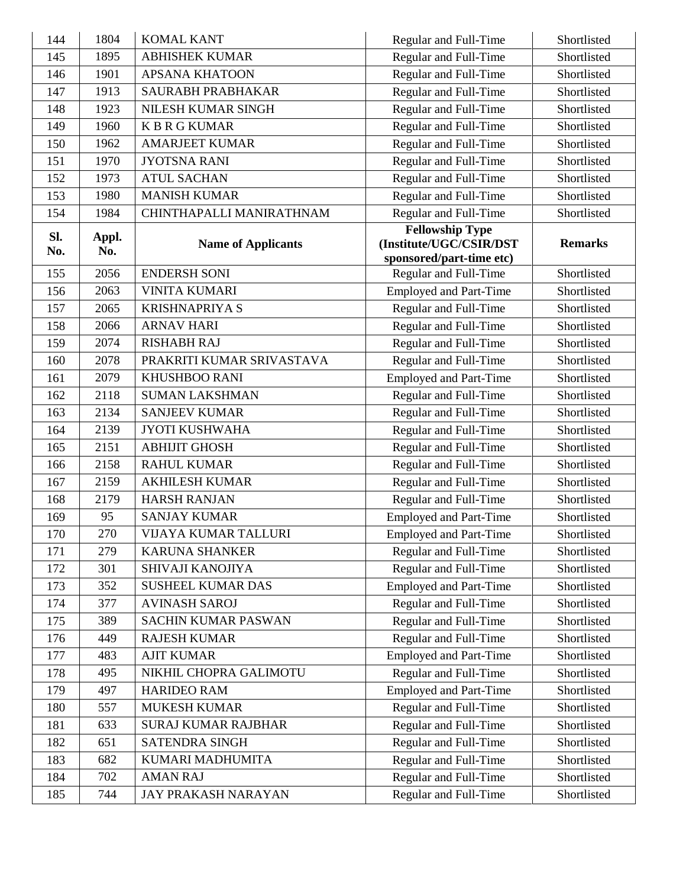| Sl. No. | Appl. No. | Name of Applicants | Fellowship Type (Institute/UGC/CSIR/DST sponsored/part-time etc) | Remarks |
|---|---|---|---|---|
| 144 | 1804 | KOMAL KANT | Regular and Full-Time | Shortlisted |
| 145 | 1895 | ABHISHEK KUMAR | Regular and Full-Time | Shortlisted |
| 146 | 1901 | APSANA KHATOON | Regular and Full-Time | Shortlisted |
| 147 | 1913 | SAURABH PRABHAKAR | Regular and Full-Time | Shortlisted |
| 148 | 1923 | NILESH KUMAR SINGH | Regular and Full-Time | Shortlisted |
| 149 | 1960 | K B R G KUMAR | Regular and Full-Time | Shortlisted |
| 150 | 1962 | AMARJEET KUMAR | Regular and Full-Time | Shortlisted |
| 151 | 1970 | JYOTSNA RANI | Regular and Full-Time | Shortlisted |
| 152 | 1973 | ATUL SACHAN | Regular and Full-Time | Shortlisted |
| 153 | 1980 | MANISH KUMAR | Regular and Full-Time | Shortlisted |
| 154 | 1984 | CHINTHAPALLI MANIRATHNAM | Regular and Full-Time | Shortlisted |
| 155 | 2056 | ENDERSH SONI | Regular and Full-Time | Shortlisted |
| 156 | 2063 | VINITA KUMARI | Employed and Part-Time | Shortlisted |
| 157 | 2065 | KRISHNAPRIYA S | Regular and Full-Time | Shortlisted |
| 158 | 2066 | ARNAV HARI | Regular and Full-Time | Shortlisted |
| 159 | 2074 | RISHABH RAJ | Regular and Full-Time | Shortlisted |
| 160 | 2078 | PRAKRITI KUMAR SRIVASTAVA | Regular and Full-Time | Shortlisted |
| 161 | 2079 | KHUSHBOO RANI | Employed and Part-Time | Shortlisted |
| 162 | 2118 | SUMAN LAKSHMAN | Regular and Full-Time | Shortlisted |
| 163 | 2134 | SANJEEV KUMAR | Regular and Full-Time | Shortlisted |
| 164 | 2139 | JYOTI KUSHWAHA | Regular and Full-Time | Shortlisted |
| 165 | 2151 | ABHIJIT GHOSH | Regular and Full-Time | Shortlisted |
| 166 | 2158 | RAHUL KUMAR | Regular and Full-Time | Shortlisted |
| 167 | 2159 | AKHILESH KUMAR | Regular and Full-Time | Shortlisted |
| 168 | 2179 | HARSH RANJAN | Regular and Full-Time | Shortlisted |
| 169 | 95 | SANJAY KUMAR | Employed and Part-Time | Shortlisted |
| 170 | 270 | VIJAYA KUMAR TALLURI | Employed and Part-Time | Shortlisted |
| 171 | 279 | KARUNA SHANKER | Regular and Full-Time | Shortlisted |
| 172 | 301 | SHIVAJI KANOJIYA | Regular and Full-Time | Shortlisted |
| 173 | 352 | SUSHEEL KUMAR DAS | Employed and Part-Time | Shortlisted |
| 174 | 377 | AVINASH SAROJ | Regular and Full-Time | Shortlisted |
| 175 | 389 | SACHIN KUMAR PASWAN | Regular and Full-Time | Shortlisted |
| 176 | 449 | RAJESH KUMAR | Regular and Full-Time | Shortlisted |
| 177 | 483 | AJIT KUMAR | Employed and Part-Time | Shortlisted |
| 178 | 495 | NIKHIL CHOPRA GALIMOTU | Regular and Full-Time | Shortlisted |
| 179 | 497 | HARIDEO RAM | Employed and Part-Time | Shortlisted |
| 180 | 557 | MUKESH KUMAR | Regular and Full-Time | Shortlisted |
| 181 | 633 | SURAJ KUMAR RAJBHAR | Regular and Full-Time | Shortlisted |
| 182 | 651 | SATENDRA SINGH | Regular and Full-Time | Shortlisted |
| 183 | 682 | KUMARI MADHUMITA | Regular and Full-Time | Shortlisted |
| 184 | 702 | AMAN RAJ | Regular and Full-Time | Shortlisted |
| 185 | 744 | JAY PRAKASH NARAYAN | Regular and Full-Time | Shortlisted |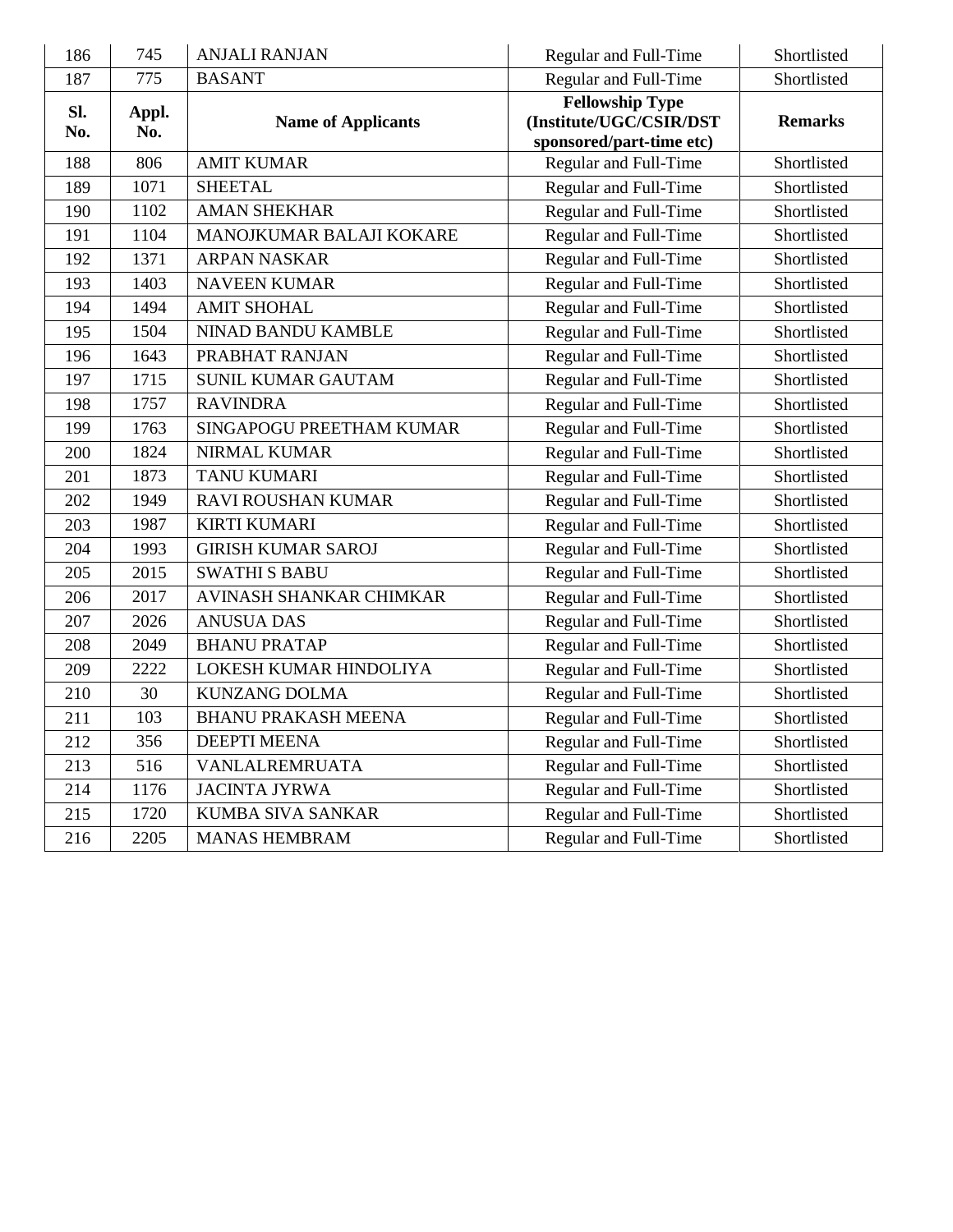| Sl. No. | Appl. No. | Name of Applicants | Fellowship Type (Institute/UGC/CSIR/DST sponsored/part-time etc) | Remarks |
|---|---|---|---|---|
| 186 | 745 | ANJALI RANJAN | Regular and Full-Time | Shortlisted |
| 187 | 775 | BASANT | Regular and Full-Time | Shortlisted |
| 188 | 806 | AMIT KUMAR | Regular and Full-Time | Shortlisted |
| 189 | 1071 | SHEETAL | Regular and Full-Time | Shortlisted |
| 190 | 1102 | AMAN SHEKHAR | Regular and Full-Time | Shortlisted |
| 191 | 1104 | MANOJKUMAR BALAJI KOKARE | Regular and Full-Time | Shortlisted |
| 192 | 1371 | ARPAN NASKAR | Regular and Full-Time | Shortlisted |
| 193 | 1403 | NAVEEN KUMAR | Regular and Full-Time | Shortlisted |
| 194 | 1494 | AMIT SHOHAL | Regular and Full-Time | Shortlisted |
| 195 | 1504 | NINAD BANDU KAMBLE | Regular and Full-Time | Shortlisted |
| 196 | 1643 | PRABHAT RANJAN | Regular and Full-Time | Shortlisted |
| 197 | 1715 | SUNIL KUMAR GAUTAM | Regular and Full-Time | Shortlisted |
| 198 | 1757 | RAVINDRA | Regular and Full-Time | Shortlisted |
| 199 | 1763 | SINGAPOGU PREETHAM KUMAR | Regular and Full-Time | Shortlisted |
| 200 | 1824 | NIRMAL KUMAR | Regular and Full-Time | Shortlisted |
| 201 | 1873 | TANU KUMARI | Regular and Full-Time | Shortlisted |
| 202 | 1949 | RAVI ROUSHAN KUMAR | Regular and Full-Time | Shortlisted |
| 203 | 1987 | KIRTI KUMARI | Regular and Full-Time | Shortlisted |
| 204 | 1993 | GIRISH KUMAR SAROJ | Regular and Full-Time | Shortlisted |
| 205 | 2015 | SWATHI S BABU | Regular and Full-Time | Shortlisted |
| 206 | 2017 | AVINASH SHANKAR CHIMKAR | Regular and Full-Time | Shortlisted |
| 207 | 2026 | ANUSUA DAS | Regular and Full-Time | Shortlisted |
| 208 | 2049 | BHANU PRATAP | Regular and Full-Time | Shortlisted |
| 209 | 2222 | LOKESH KUMAR HINDOLIYA | Regular and Full-Time | Shortlisted |
| 210 | 30 | KUNZANG DOLMA | Regular and Full-Time | Shortlisted |
| 211 | 103 | BHANU PRAKASH MEENA | Regular and Full-Time | Shortlisted |
| 212 | 356 | DEEPTI MEENA | Regular and Full-Time | Shortlisted |
| 213 | 516 | VANLALREMRUATA | Regular and Full-Time | Shortlisted |
| 214 | 1176 | JACINTA JYRWA | Regular and Full-Time | Shortlisted |
| 215 | 1720 | KUMBA SIVA SANKAR | Regular and Full-Time | Shortlisted |
| 216 | 2205 | MANAS HEMBRAM | Regular and Full-Time | Shortlisted |